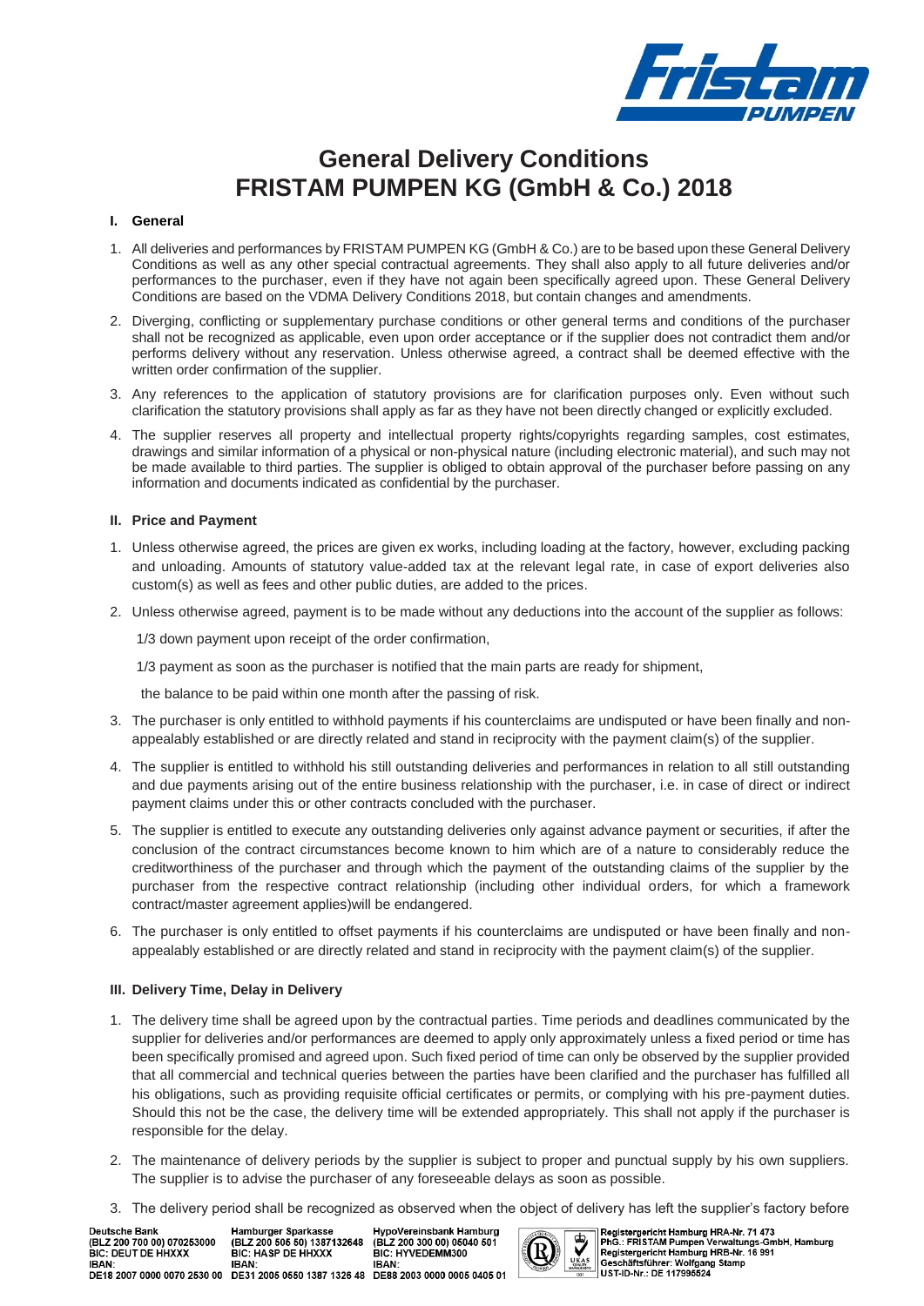# General Delivery Conditions
# FRISTAM PUMPEN KG (GmbH & Co.) 2018

## I. General

1. All deliveries and performances by FRISTAM PUMPEN KG (GmbH & Co.) are to be based upon these General Delivery Conditions as well as any other special contractual agreements. They shall also apply to all future deliveries and/or performances to the purchaser, even if they have not again been specifically agreed upon. These General Delivery Conditions are based on the VDMA Delivery Conditions 2018, but contain changes and amendments.
2. Diverging, conflicting or supplementary purchase conditions or other general terms and conditions of the purchaser shall not be recognized as applicable, even upon order acceptance or if the supplier does not contradict them and/or performs delivery without any reservation. Unless otherwise agreed, a contract shall be deemed effective with the written order confirmation of the supplier.
3. Any references to the application of statutory provisions are for clarification purposes only. Even without such clarification the statutory provisions shall apply as far as they have not been directly changed or explicitly excluded.
4. The supplier reserves all property and intellectual property rights/copyrights regarding samples, cost estimates, drawings and similar information of a physical or non-physical nature (including electronic material), and such may not be made available to third parties. The supplier is obliged to obtain approval of the purchaser before passing on any information and documents indicated as confidential by the purchaser.

## II. Price and Payment

1. Unless otherwise agreed, the prices are given ex works, including loading at the factory, however, excluding packing and unloading. Amounts of statutory value-added tax at the relevant legal rate, in case of export deliveries also custom(s) as well as fees and other public duties, are added to the prices.
2. Unless otherwise agreed, payment is to be made without any deductions into the account of the supplier as follows:

   1/3 down payment upon receipt of the order confirmation,

   1/3 payment as soon as the purchaser is notified that the main parts are ready for shipment,

   the balance to be paid within one month after the passing of risk.
3. The purchaser is only entitled to withhold payments if his counterclaims are undisputed or have been finally and non-appealably established or are directly related and stand in reciprocity with the payment claim(s) of the supplier.
4. The supplier is entitled to withhold his still outstanding deliveries and performances in relation to all still outstanding and due payments arising out of the entire business relationship with the purchaser, i.e. in case of direct or indirect payment claims under this or other contracts concluded with the purchaser.
5. The supplier is entitled to execute any outstanding deliveries only against advance payment or securities, if after the conclusion of the contract circumstances become known to him which are of a nature to considerably reduce the creditworthiness of the purchaser and through which the payment of the outstanding claims of the supplier by the purchaser from the respective contract relationship (including other individual orders, for which a framework contract/master agreement applies)will be endangered.
6. The purchaser is only entitled to offset payments if his counterclaims are undisputed or have been finally and non-appealably established or are directly related and stand in reciprocity with the payment claim(s) of the supplier.

## III. Delivery Time, Delay in Delivery

1. The delivery time shall be agreed upon by the contractual parties. Time periods and deadlines communicated by the supplier for deliveries and/or performances are deemed to apply only approximately unless a fixed period or time has been specifically promised and agreed upon. Such fixed period of time can only be observed by the supplier provided that all commercial and technical queries between the parties have been clarified and the purchaser has fulfilled all his obligations, such as providing requisite official certificates or permits, or complying with his pre-payment duties. Should this not be the case, the delivery time will be extended appropriately. This shall not apply if the purchaser is responsible for the delay.
2. The maintenance of delivery periods by the supplier is subject to proper and punctual supply by his own suppliers. The supplier is to advise the purchaser of any foreseeable delays as soon as possible.
3. The delivery period shall be recognized as observed when the object of delivery has left the supplier's factory before

Deutsche Bank
(BLZ 200 700 00) 070253000
BIC: DEUT DE HHXXX
IBAN:
DE18 2007 0000 0070 2530 00

Hamburger Sparkasse
(BLZ 200 505 50) 1387132648
BIC: HASP DE HHXXX
IBAN:
DE31 2005 0550 1387 1326 48

HypoVereinsbank Hamburg
(BLZ 200 300 00) 05040 501
BIC: HYVEDEMM300
IBAN:
DE88 2003 0000 0005 0405 01

Registergericht Hamburg HRA-Nr. 71 473
PhG.: FRISTAM Pumpen Verwaltungs-GmbH, Hamburg
Registergericht Hamburg HRB-Nr. 16 991
Geschäftsführer: Wolfgang Stamp
UST-ID-Nr.: DE 117996524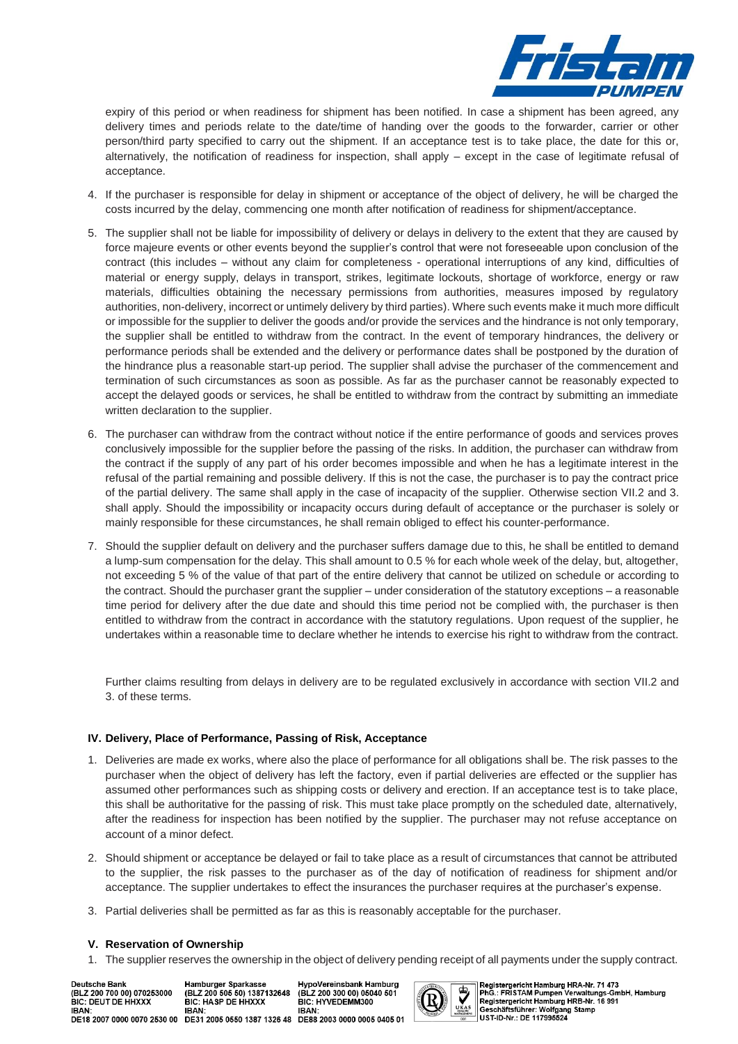expiry of this period or when readiness for shipment has been notified. In case a shipment has been agreed, any delivery times and periods relate to the date/time of handing over the goods to the forwarder, carrier or other person/third party specified to carry out the shipment. If an acceptance test is to take place, the date for this or, alternatively, the notification of readiness for inspection, shall apply – except in the case of legitimate refusal of acceptance.

4. If the purchaser is responsible for delay in shipment or acceptance of the object of delivery, he will be charged the costs incurred by the delay, commencing one month after notification of readiness for shipment/acceptance.
5. The supplier shall not be liable for impossibility of delivery or delays in delivery to the extent that they are caused by force majeure events or other events beyond the supplier's control that were not foreseeable upon conclusion of the contract (this includes – without any claim for completeness - operational interruptions of any kind, difficulties of material or energy supply, delays in transport, strikes, legitimate lockouts, shortage of workforce, energy or raw materials, difficulties obtaining the necessary permissions from authorities, measures imposed by regulatory authorities, non-delivery, incorrect or untimely delivery by third parties). Where such events make it much more difficult or impossible for the supplier to deliver the goods and/or provide the services and the hindrance is not only temporary, the supplier shall be entitled to withdraw from the contract. In the event of temporary hindrances, the delivery or performance periods shall be extended and the delivery or performance dates shall be postponed by the duration of the hindrance plus a reasonable start-up period. The supplier shall advise the purchaser of the commencement and termination of such circumstances as soon as possible. As far as the purchaser cannot be reasonably expected to accept the delayed goods or services, he shall be entitled to withdraw from the contract by submitting an immediate written declaration to the supplier.
6. The purchaser can withdraw from the contract without notice if the entire performance of goods and services proves conclusively impossible for the supplier before the passing of the risks. In addition, the purchaser can withdraw from the contract if the supply of any part of his order becomes impossible and when he has a legitimate interest in the refusal of the partial remaining and possible delivery. If this is not the case, the purchaser is to pay the contract price of the partial delivery. The same shall apply in the case of incapacity of the supplier. Otherwise section VII.2 and 3. shall apply. Should the impossibility or incapacity occurs during default of acceptance or the purchaser is solely or mainly responsible for these circumstances, he shall remain obliged to effect his counter-performance.
7. Should the supplier default on delivery and the purchaser suffers damage due to this, he shall be entitled to demand a lump-sum compensation for the delay. This shall amount to 0.5 % for each whole week of the delay, but, altogether, not exceeding 5 % of the value of that part of the entire delivery that cannot be utilized on schedule or according to the contract. Should the purchaser grant the supplier – under consideration of the statutory exceptions – a reasonable time period for delivery after the due date and should this time period not be complied with, the purchaser is then entitled to withdraw from the contract in accordance with the statutory regulations. Upon request of the supplier, he undertakes within a reasonable time to declare whether he intends to exercise his right to withdraw from the contract.

   Further claims resulting from delays in delivery are to be regulated exclusively in accordance with section VII.2 and 3. of these terms.

### IV. Delivery, Place of Performance, Passing of Risk, Acceptance

1. Deliveries are made ex works, where also the place of performance for all obligations shall be. The risk passes to the purchaser when the object of delivery has left the factory, even if partial deliveries are effected or the supplier has assumed other performances such as shipping costs or delivery and erection. If an acceptance test is to take place, this shall be authoritative for the passing of risk. This must take place promptly on the scheduled date, alternatively, after the readiness for inspection has been notified by the supplier. The purchaser may not refuse acceptance on account of a minor defect.
2. Should shipment or acceptance be delayed or fail to take place as a result of circumstances that cannot be attributed to the supplier, the risk passes to the purchaser as of the day of notification of readiness for shipment and/or acceptance. The supplier undertakes to effect the insurances the purchaser requires at the purchaser's expense.
3. Partial deliveries shall be permitted as far as this is reasonably acceptable for the purchaser.

### V. Reservation of Ownership

1. The supplier reserves the ownership in the object of delivery pending receipt of all payments under the supply contract.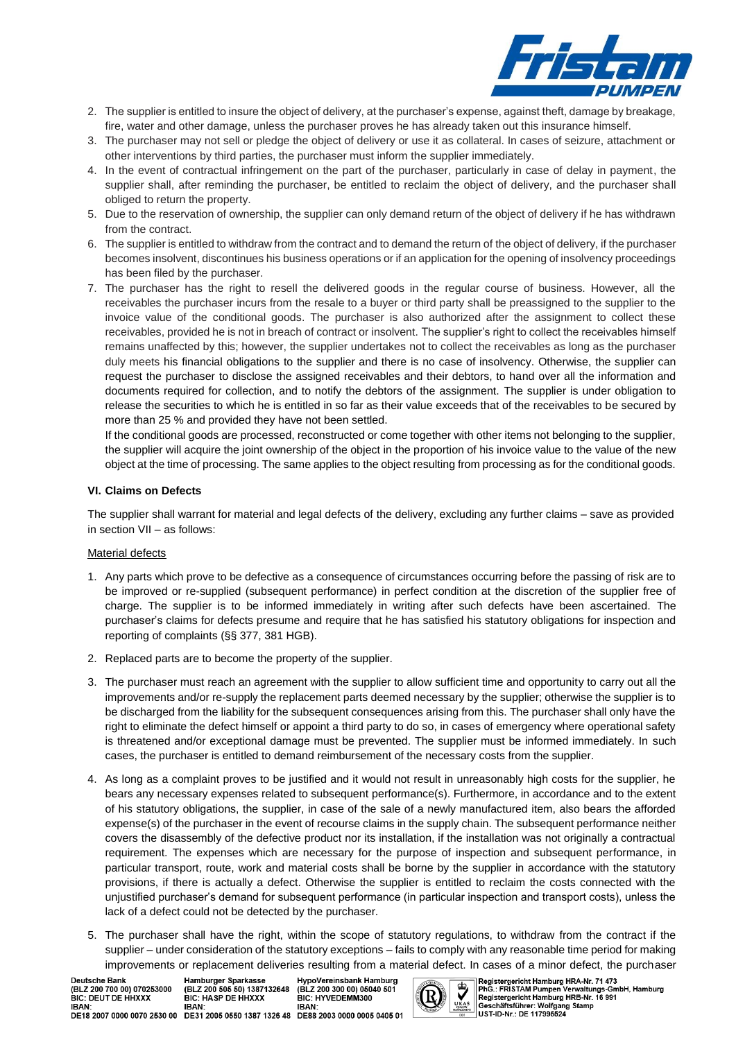2. The supplier is entitled to insure the object of delivery, at the purchaser's expense, against theft, damage by breakage, fire, water and other damage, unless the purchaser proves he has already taken out this insurance himself.
3. The purchaser may not sell or pledge the object of delivery or use it as collateral. In cases of seizure, attachment or other interventions by third parties, the purchaser must inform the supplier immediately.
4. In the event of contractual infringement on the part of the purchaser, particularly in case of delay in payment, the supplier shall, after reminding the purchaser, be entitled to reclaim the object of delivery, and the purchaser shall obliged to return the property.
5. Due to the reservation of ownership, the supplier can only demand return of the object of delivery if he has withdrawn from the contract.
6. The supplier is entitled to withdraw from the contract and to demand the return of the object of delivery, if the purchaser becomes insolvent, discontinues his business operations or if an application for the opening of insolvency proceedings has been filed by the purchaser.
7. The purchaser has the right to resell the delivered goods in the regular course of business. However, all the receivables the purchaser incurs from the resale to a buyer or third party shall be preassigned to the supplier to the invoice value of the conditional goods. The purchaser is also authorized after the assignment to collect these receivables, provided he is not in breach of contract or insolvent. The supplier's right to collect the receivables himself remains unaffected by this; however, the supplier undertakes not to collect the receivables as long as the purchaser duly meets his financial obligations to the supplier and there is no case of insolvency. Otherwise, the supplier can request the purchaser to disclose the assigned receivables and their debtors, to hand over all the information and documents required for collection, and to notify the debtors of the assignment. The supplier is under obligation to release the securities to which he is entitled in so far as their value exceeds that of the receivables to be secured by more than 25 % and provided they have not been settled.

   If the conditional goods are processed, reconstructed or come together with other items not belonging to the supplier, the supplier will acquire the joint ownership of the object in the proportion of his invoice value to the value of the new object at the time of processing. The same applies to the object resulting from processing as for the conditional goods.

### VI. Claims on Defects

The supplier shall warrant for material and legal defects of the delivery, excluding any further claims – save as provided in section VII – as follows:

Material defects

1. Any parts which prove to be defective as a consequence of circumstances occurring before the passing of risk are to be improved or re-supplied (subsequent performance) in perfect condition at the discretion of the supplier free of charge. The supplier is to be informed immediately in writing after such defects have been ascertained. The purchaser's claims for defects presume and require that he has satisfied his statutory obligations for inspection and reporting of complaints (§§ 377, 381 HGB).

2. Replaced parts are to become the property of the supplier.

3. The purchaser must reach an agreement with the supplier to allow sufficient time and opportunity to carry out all the improvements and/or re-supply the replacement parts deemed necessary by the supplier; otherwise the supplier is to be discharged from the liability for the subsequent consequences arising from this. The purchaser shall only have the right to eliminate the defect himself or appoint a third party to do so, in cases of emergency where operational safety is threatened and/or exceptional damage must be prevented. The supplier must be informed immediately. In such cases, the purchaser is entitled to demand reimbursement of the necessary costs from the supplier.

4. As long as a complaint proves to be justified and it would not result in unreasonably high costs for the supplier, he bears any necessary expenses related to subsequent performance(s). Furthermore, in accordance and to the extent of his statutory obligations, the supplier, in case of the sale of a newly manufactured item, also bears the afforded expense(s) of the purchaser in the event of recourse claims in the supply chain. The subsequent performance neither covers the disassembly of the defective product nor its installation, if the installation was not originally a contractual requirement. The expenses which are necessary for the purpose of inspection and subsequent performance, in particular transport, route, work and material costs shall be borne by the supplier in accordance with the statutory provisions, if there is actually a defect. Otherwise the supplier is entitled to reclaim the costs connected with the unjustified purchaser's demand for subsequent performance (in particular inspection and transport costs), unless the lack of a defect could not be detected by the purchaser.

5. The purchaser shall have the right, within the scope of statutory regulations, to withdraw from the contract if the supplier – under consideration of the statutory exceptions – fails to comply with any reasonable time period for making improvements or replacement deliveries resulting from a material defect. In cases of a minor defect, the purchaser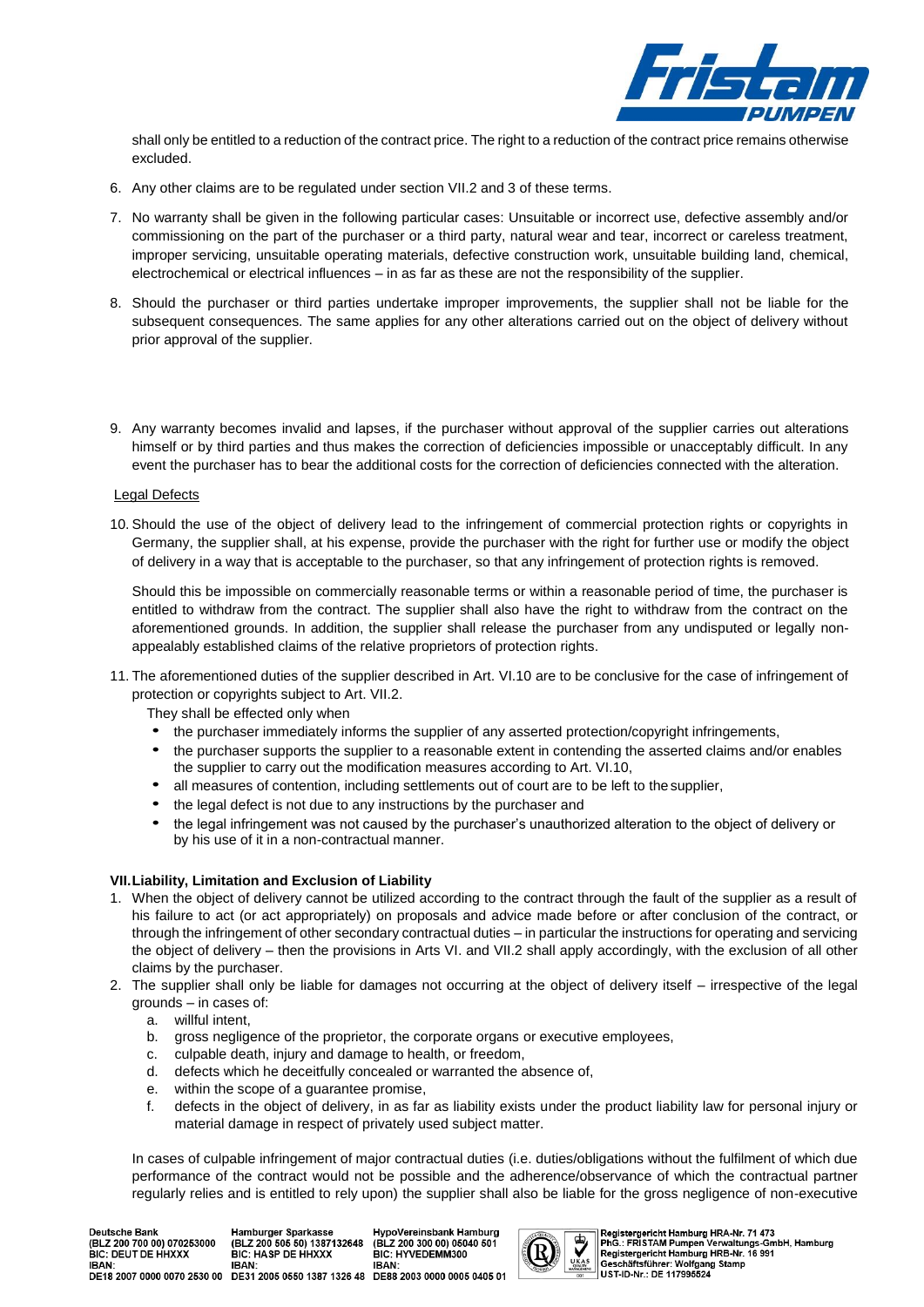shall only be entitled to a reduction of the contract price. The right to a reduction of the contract price remains otherwise excluded.

6. Any other claims are to be regulated under section VII.2 and 3 of these terms.

7. No warranty shall be given in the following particular cases: Unsuitable or incorrect use, defective assembly and/or commissioning on the part of the purchaser or a third party, natural wear and tear, incorrect or careless treatment, improper servicing, unsuitable operating materials, defective construction work, unsuitable building land, chemical, electrochemical or electrical influences – in as far as these are not the responsibility of the supplier.

8. Should the purchaser or third parties undertake improper improvements, the supplier shall not be liable for the subsequent consequences. The same applies for any other alterations carried out on the object of delivery without prior approval of the supplier.

9. Any warranty becomes invalid and lapses, if the purchaser without approval of the supplier carries out alterations himself or by third parties and thus makes the correction of deficiencies impossible or unacceptably difficult. In any event the purchaser has to bear the additional costs for the correction of deficiencies connected with the alteration.

Legal Defects

10. Should the use of the object of delivery lead to the infringement of commercial protection rights or copyrights in Germany, the supplier shall, at his expense, provide the purchaser with the right for further use or modify the object of delivery in a way that is acceptable to the purchaser, so that any infringement of protection rights is removed.

    Should this be impossible on commercially reasonable terms or within a reasonable period of time, the purchaser is entitled to withdraw from the contract. The supplier shall also have the right to withdraw from the contract on the aforementioned grounds. In addition, the supplier shall release the purchaser from any undisputed or legally non-appealably established claims of the relative proprietors of protection rights.

11. The aforementioned duties of the supplier described in Art. VI.10 are to be conclusive for the case of infringement of protection or copyrights subject to Art. VII.2.

    They shall be effected only when
    - the purchaser immediately informs the supplier of any asserted protection/copyright infringements,
    - the purchaser supports the supplier to a reasonable extent in contending the asserted claims and/or enables the supplier to carry out the modification measures according to Art. VI.10,
    - all measures of contention, including settlements out of court are to be left to the supplier,
    - the legal defect is not due to any instructions by the purchaser and
    - the legal infringement was not caused by the purchaser's unauthorized alteration to the object of delivery or by his use of it in a non-contractual manner.

**VII. Liability, Limitation and Exclusion of Liability**

1. When the object of delivery cannot be utilized according to the contract through the fault of the supplier as a result of his failure to act (or act appropriately) on proposals and advice made before or after conclusion of the contract, or through the infringement of other secondary contractual duties – in particular the instructions for operating and servicing the object of delivery – then the provisions in Arts VI. and VII.2 shall apply accordingly, with the exclusion of all other claims by the purchaser.
2. The supplier shall only be liable for damages not occurring at the object of delivery itself – irrespective of the legal grounds – in cases of:
    a. willful intent,
    b. gross negligence of the proprietor, the corporate organs or executive employees,
    c. culpable death, injury and damage to health, or freedom,
    d. defects which he deceitfully concealed or warranted the absence of,
    e. within the scope of a guarantee promise,
    f. defects in the object of delivery, in as far as liability exists under the product liability law for personal injury or material damage in respect of privately used subject matter.

    In cases of culpable infringement of major contractual duties (i.e. duties/obligations without the fulfilment of which due performance of the contract would not be possible and the adherence/observance of which the contractual partner regularly relies and is entitled to rely upon) the supplier shall also be liable for the gross negligence of non-executive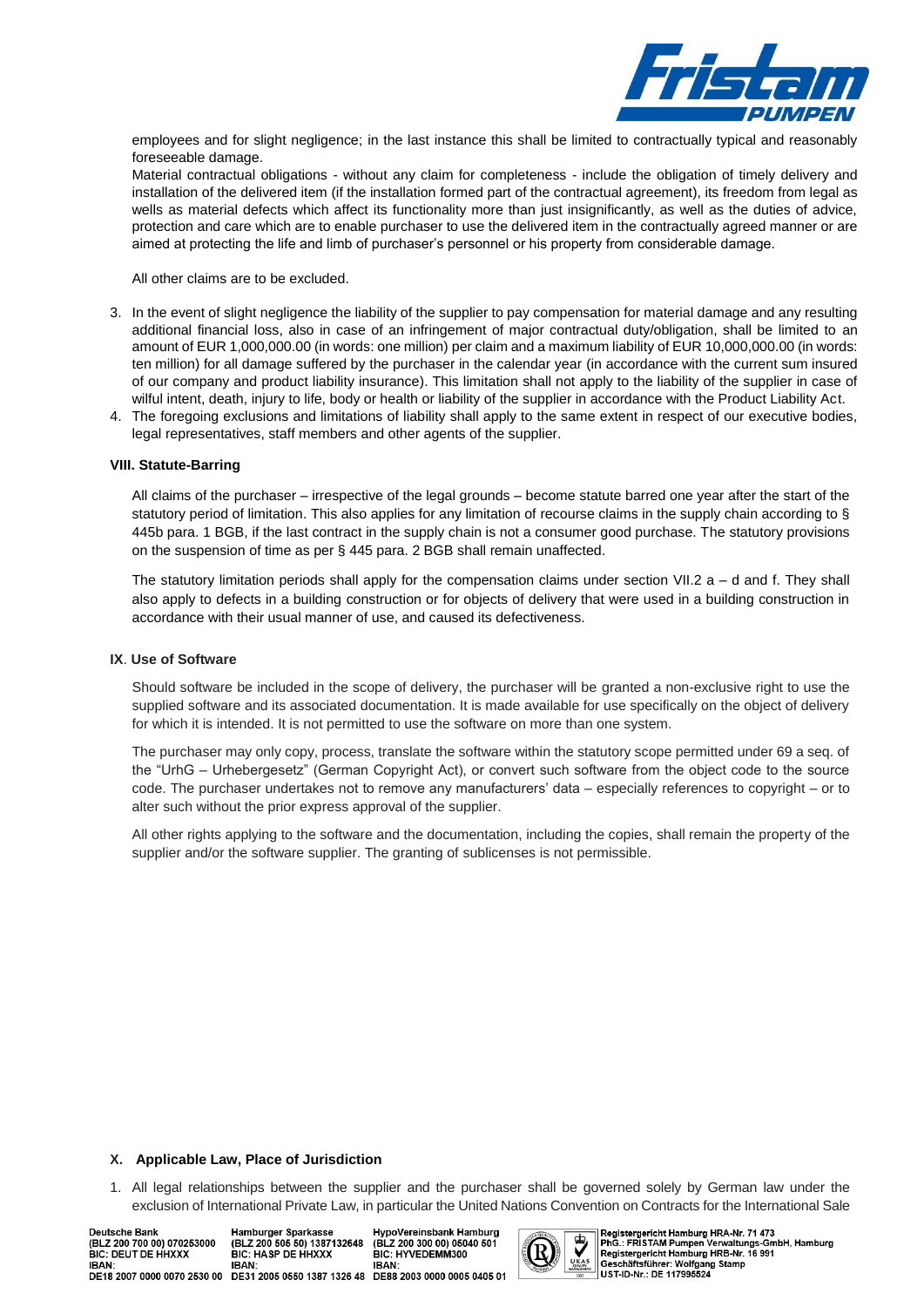employees and for slight negligence; in the last instance this shall be limited to contractually typical and reasonably foreseeable damage.

Material contractual obligations - without any claim for completeness - include the obligation of timely delivery and installation of the delivered item (if the installation formed part of the contractual agreement), its freedom from legal as wells as material defects which affect its functionality more than just insignificantly, as well as the duties of advice, protection and care which are to enable purchaser to use the delivered item in the contractually agreed manner or are aimed at protecting the life and limb of purchaser's personnel or his property from considerable damage.

All other claims are to be excluded.

3. In the event of slight negligence the liability of the supplier to pay compensation for material damage and any resulting additional financial loss, also in case of an infringement of major contractual duty/obligation, shall be limited to an amount of EUR 1,000,000.00 (in words: one million) per claim and a maximum liability of EUR 10,000,000.00 (in words: ten million) for all damage suffered by the purchaser in the calendar year (in accordance with the current sum insured of our company and product liability insurance). This limitation shall not apply to the liability of the supplier in case of wilful intent, death, injury to life, body or health or liability of the supplier in accordance with the Product Liability Act.
4. The foregoing exclusions and limitations of liability shall apply to the same extent in respect of our executive bodies, legal representatives, staff members and other agents of the supplier.

**VIII. Statute-Barring**

All claims of the purchaser – irrespective of the legal grounds – become statute barred one year after the start of the statutory period of limitation. This also applies for any limitation of recourse claims in the supply chain according to § 445b para. 1 BGB, if the last contract in the supply chain is not a consumer good purchase. The statutory provisions on the suspension of time as per § 445 para. 2 BGB shall remain unaffected.

The statutory limitation periods shall apply for the compensation claims under section VII.2 a – d and f. They shall also apply to defects in a building construction or for objects of delivery that were used in a building construction in accordance with their usual manner of use, and caused its defectiveness.

**IX. Use of Software**

Should software be included in the scope of delivery, the purchaser will be granted a non-exclusive right to use the supplied software and its associated documentation. It is made available for use specifically on the object of delivery for which it is intended. It is not permitted to use the software on more than one system.

The purchaser may only copy, process, translate the software within the statutory scope permitted under 69 a seq. of the "UrhG – Urhebergesetz" (German Copyright Act), or convert such software from the object code to the source code. The purchaser undertakes not to remove any manufacturers' data – especially references to copyright – or to alter such without the prior express approval of the supplier.

All other rights applying to the software and the documentation, including the copies, shall remain the property of the supplier and/or the software supplier. The granting of sublicenses is not permissible.

**X. Applicable Law, Place of Jurisdiction**

1. All legal relationships between the supplier and the purchaser shall be governed solely by German law under the exclusion of International Private Law, in particular the United Nations Convention on Contracts for the International Sale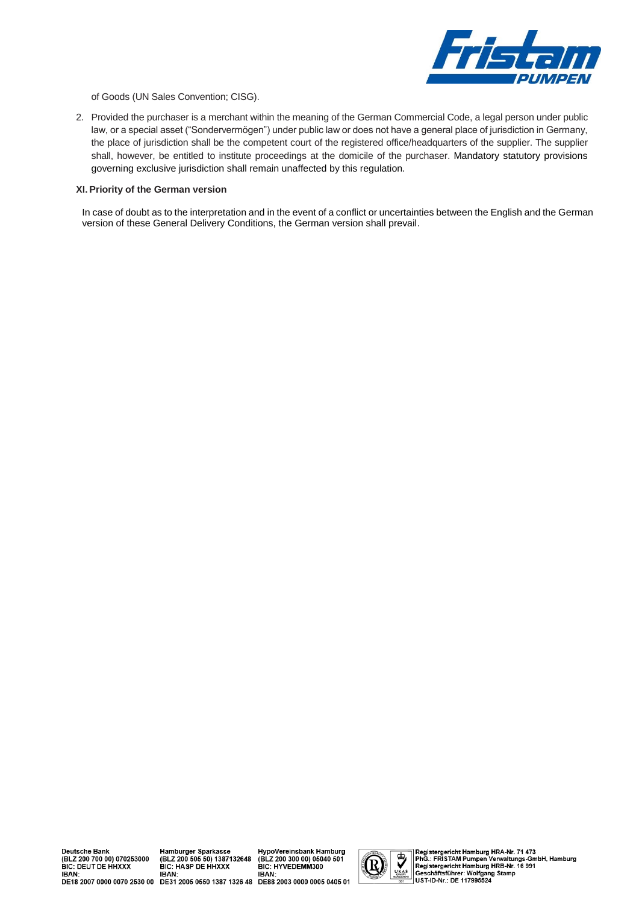of Goods (UN Sales Convention; CISG).

2. Provided the purchaser is a merchant within the meaning of the German Commercial Code, a legal person under public law, or a special asset ("Sondervermögen") under public law or does not have a general place of jurisdiction in Germany, the place of jurisdiction shall be the competent court of the registered office/headquarters of the supplier. The supplier shall, however, be entitled to institute proceedings at the domicile of the purchaser. Mandatory statutory provisions governing exclusive jurisdiction shall remain unaffected by this regulation.

**XI. Priority of the German version**

In case of doubt as to the interpretation and in the event of a conflict or uncertainties between the English and the German version of these General Delivery Conditions, the German version shall prevail.